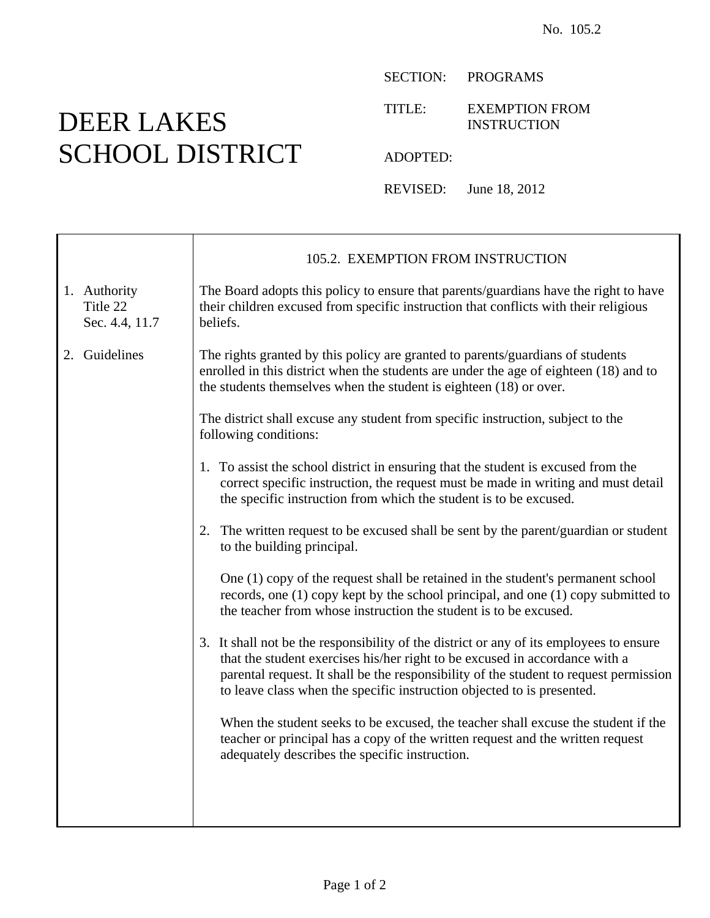No. 105.2

# DEER LAKES SCHOOL DISTRICT

SECTION: PROGRAMS

TITLE: EXEMPTION FROM INSTRUCTION

ADOPTED:

REVISED: June 18, 2012

## 105.2. EXEMPTION FROM INSTRUCTION

**1. Authority**
Title 22
Sec. 4.4, 11.7

The Board adopts this policy to ensure that parents/guardians have the right to have their children excused from specific instruction that conflicts with their religious beliefs.

**2. Guidelines**

The rights granted by this policy are granted to parents/guardians of students enrolled in this district when the students are under the age of eighteen (18) and to the students themselves when the student is eighteen (18) or over.

The district shall excuse any student from specific instruction, subject to the following conditions:

1. To assist the school district in ensuring that the student is excused from the correct specific instruction, the request must be made in writing and must detail the specific instruction from which the student is to be excused.

2. The written request to be excused shall be sent by the parent/guardian or student to the building principal.

   One (1) copy of the request shall be retained in the student's permanent school records, one (1) copy kept by the school principal, and one (1) copy submitted to the teacher from whose instruction the student is to be excused.

3. It shall not be the responsibility of the district or any of its employees to ensure that the student exercises his/her right to be excused in accordance with a parental request. It shall be the responsibility of the student to request permission to leave class when the specific instruction objected to is presented.

   When the student seeks to be excused, the teacher shall excuse the student if the teacher or principal has a copy of the written request and the written request adequately describes the specific instruction.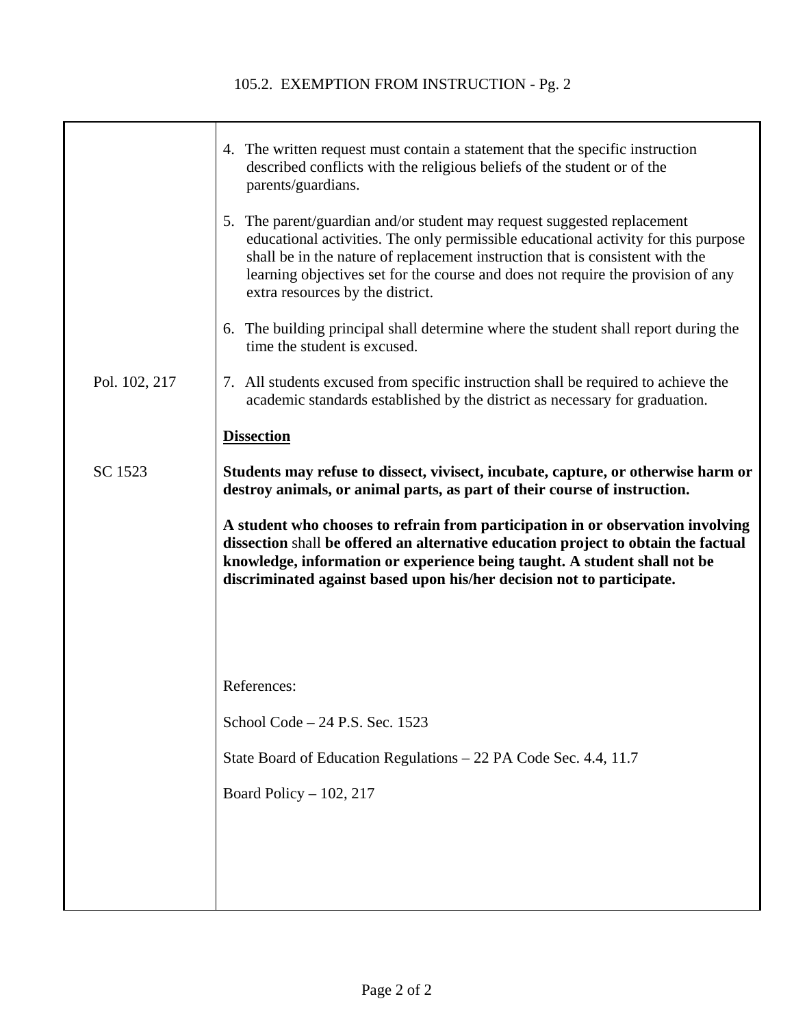4. The written request must contain a statement that the specific instruction described conflicts with the religious beliefs of the student or of the parents/guardians.

5. The parent/guardian and/or student may request suggested replacement educational activities. The only permissible educational activity for this purpose shall be in the nature of replacement instruction that is consistent with the learning objectives set for the course and does not require the provision of any extra resources by the district.

6. The building principal shall determine where the student shall report during the time the student is excused.

Pol. 102, 217

7. All students excused from specific instruction shall be required to achieve the academic standards established by the district as necessary for graduation.

**Dissection**

SC 1523

**Students may refuse to dissect, vivisect, incubate, capture, or otherwise harm or destroy animals, or animal parts, as part of their course of instruction.**

**A student who chooses to refrain from participation in or observation involving dissection** shall **be offered an alternative education project to obtain the factual knowledge, information or experience being taught. A student shall not be discriminated against based upon his/her decision not to participate.**

References:

School Code – 24 P.S. Sec. 1523

State Board of Education Regulations – 22 PA Code Sec. 4.4, 11.7

Board Policy – 102, 217